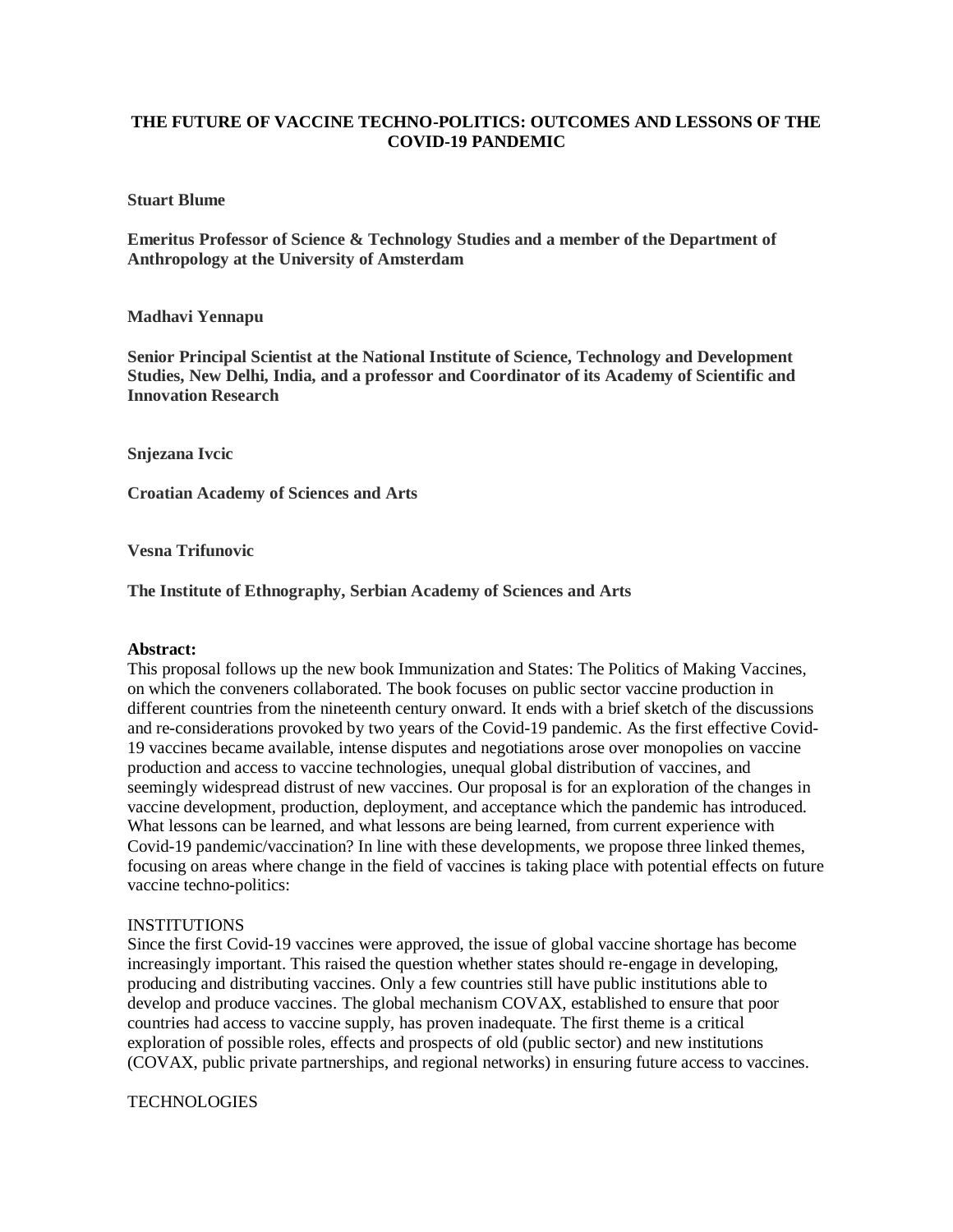# THE FUTURE OF VACCINE TECHNO-POLITICS: OUTCOMES AND LESSONS OF THE COVID-19 PANDEMIC

**Stuart Blume**

**Emeritus Professor of Science & Technology Studies and a member of the Department of Anthropology at the University of Amsterdam**

**Madhavi Yennapu**

**Senior Principal Scientist at the National Institute of Science, Technology and Development Studies, New Delhi, India, and a professor and Coordinator of its Academy of Scientific and Innovation Research**

**Snjezana Ivcic**

**Croatian Academy of Sciences and Arts**

**Vesna Trifunovic**

**The Institute of Ethnography, Serbian Academy of Sciences and Arts**

**Abstract:**

This proposal follows up the new book Immunization and States: The Politics of Making Vaccines, on which the conveners collaborated. The book focuses on public sector vaccine production in different countries from the nineteenth century onward. It ends with a brief sketch of the discussions and re-considerations provoked by two years of the Covid-19 pandemic. As the first effective Covid-19 vaccines became available, intense disputes and negotiations arose over monopolies on vaccine production and access to vaccine technologies, unequal global distribution of vaccines, and seemingly widespread distrust of new vaccines. Our proposal is for an exploration of the changes in vaccine development, production, deployment, and acceptance which the pandemic has introduced. What lessons can be learned, and what lessons are being learned, from current experience with Covid-19 pandemic/vaccination? In line with these developments, we propose three linked themes, focusing on areas where change in the field of vaccines is taking place with potential effects on future vaccine techno-politics:

INSTITUTIONS

Since the first Covid-19 vaccines were approved, the issue of global vaccine shortage has become increasingly important. This raised the question whether states should re-engage in developing, producing and distributing vaccines. Only a few countries still have public institutions able to develop and produce vaccines. The global mechanism COVAX, established to ensure that poor countries had access to vaccine supply, has proven inadequate. The first theme is a critical exploration of possible roles, effects and prospects of old (public sector) and new institutions (COVAX, public private partnerships, and regional networks) in ensuring future access to vaccines.

TECHNOLOGIES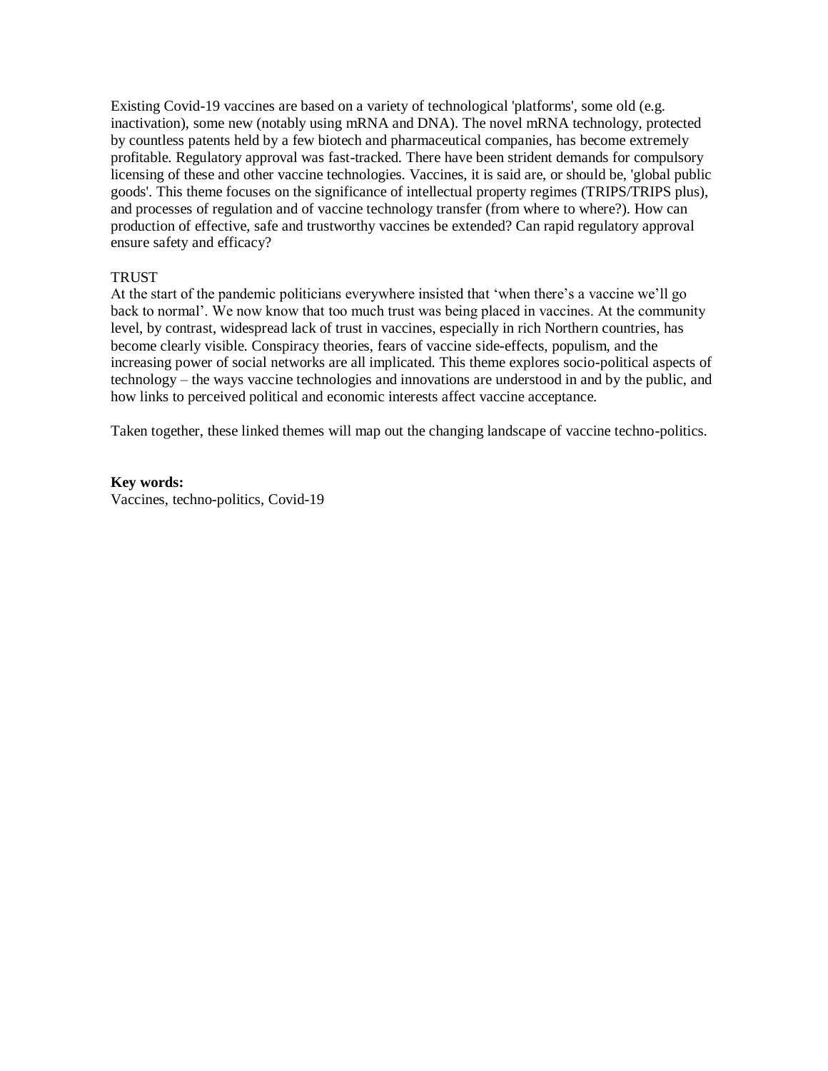Existing Covid-19 vaccines are based on a variety of technological 'platforms', some old (e.g. inactivation), some new (notably using mRNA and DNA). The novel mRNA technology, protected by countless patents held by a few biotech and pharmaceutical companies, has become extremely profitable. Regulatory approval was fast-tracked. There have been strident demands for compulsory licensing of these and other vaccine technologies. Vaccines, it is said are, or should be, 'global public goods'. This theme focuses on the significance of intellectual property regimes (TRIPS/TRIPS plus), and processes of regulation and of vaccine technology transfer (from where to where?). How can production of effective, safe and trustworthy vaccines be extended? Can rapid regulatory approval ensure safety and efficacy?

TRUST

At the start of the pandemic politicians everywhere insisted that 'when there's a vaccine we'll go back to normal'. We now know that too much trust was being placed in vaccines. At the community level, by contrast, widespread lack of trust in vaccines, especially in rich Northern countries, has become clearly visible. Conspiracy theories, fears of vaccine side-effects, populism, and the increasing power of social networks are all implicated. This theme explores socio-political aspects of technology – the ways vaccine technologies and innovations are understood in and by the public, and how links to perceived political and economic interests affect vaccine acceptance.

Taken together, these linked themes will map out the changing landscape of vaccine techno-politics.

**Key words:**

Vaccines, techno-politics, Covid-19